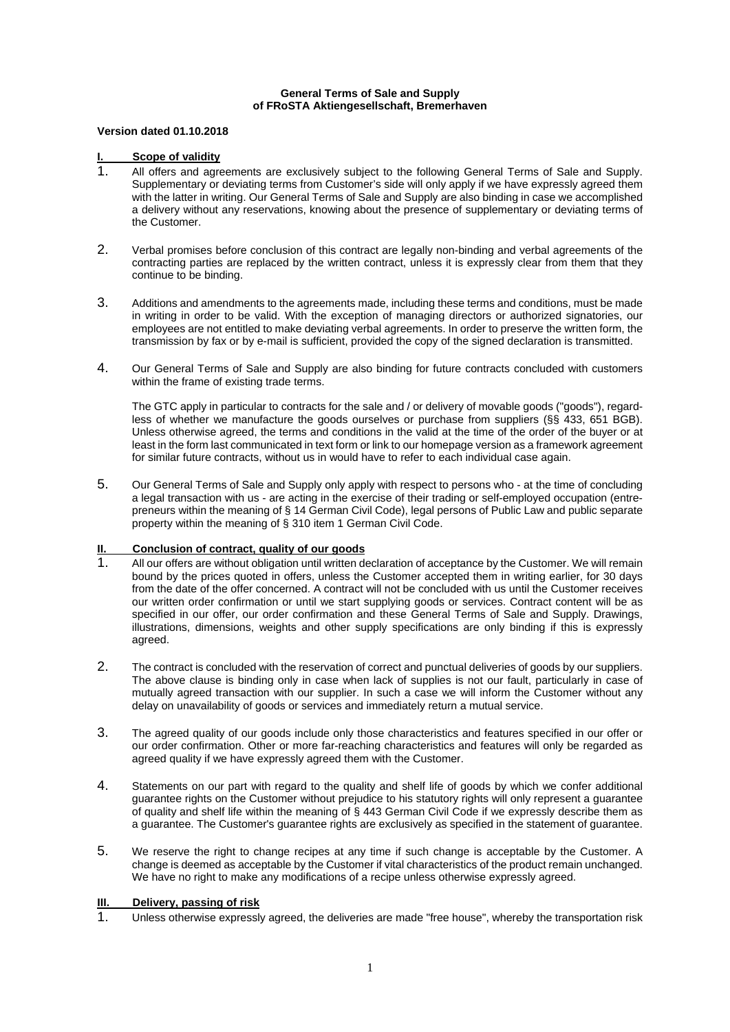**General Terms of Sale and Supply**
**of FRoSTA Aktiengesellschaft, Bremerhaven**

**Version dated 01.10.2018**

## I. Scope of validity

1. All offers and agreements are exclusively subject to the following General Terms of Sale and Supply. Supplementary or deviating terms from Customer's side will only apply if we have expressly agreed them with the latter in writing. Our General Terms of Sale and Supply are also binding in case we accomplished a delivery without any reservations, knowing about the presence of supplementary or deviating terms of the Customer.

2. Verbal promises before conclusion of this contract are legally non-binding and verbal agreements of the contracting parties are replaced by the written contract, unless it is expressly clear from them that they continue to be binding.

3. Additions and amendments to the agreements made, including these terms and conditions, must be made in writing in order to be valid. With the exception of managing directors or authorized signatories, our employees are not entitled to make deviating verbal agreements. In order to preserve the written form, the transmission by fax or by e-mail is sufficient, provided the copy of the signed declaration is transmitted.

4. Our General Terms of Sale and Supply are also binding for future contracts concluded with customers within the frame of existing trade terms.

   The GTC apply in particular to contracts for the sale and / or delivery of movable goods ("goods"), regardless of whether we manufacture the goods ourselves or purchase from suppliers (§§ 433, 651 BGB). Unless otherwise agreed, the terms and conditions in the valid at the time of the order of the buyer or at least in the form last communicated in text form or link to our homepage version as a framework agreement for similar future contracts, without us in would have to refer to each individual case again.

5. Our General Terms of Sale and Supply only apply with respect to persons who - at the time of concluding a legal transaction with us - are acting in the exercise of their trading or self-employed occupation (entrepreneurs within the meaning of § 14 German Civil Code), legal persons of Public Law and public separate property within the meaning of § 310 item 1 German Civil Code.

## II. Conclusion of contract, quality of our goods

1. All our offers are without obligation until written declaration of acceptance by the Customer. We will remain bound by the prices quoted in offers, unless the Customer accepted them in writing earlier, for 30 days from the date of the offer concerned. A contract will not be concluded with us until the Customer receives our written order confirmation or until we start supplying goods or services. Contract content will be as specified in our offer, our order confirmation and these General Terms of Sale and Supply. Drawings, illustrations, dimensions, weights and other supply specifications are only binding if this is expressly agreed.

2. The contract is concluded with the reservation of correct and punctual deliveries of goods by our suppliers. The above clause is binding only in case when lack of supplies is not our fault, particularly in case of mutually agreed transaction with our supplier. In such a case we will inform the Customer without any delay on unavailability of goods or services and immediately return a mutual service.

3. The agreed quality of our goods include only those characteristics and features specified in our offer or our order confirmation. Other or more far-reaching characteristics and features will only be regarded as agreed quality if we have expressly agreed them with the Customer.

4. Statements on our part with regard to the quality and shelf life of goods by which we confer additional guarantee rights on the Customer without prejudice to his statutory rights will only represent a guarantee of quality and shelf life within the meaning of § 443 German Civil Code if we expressly describe them as a guarantee. The Customer's guarantee rights are exclusively as specified in the statement of guarantee.

5. We reserve the right to change recipes at any time if such change is acceptable by the Customer. A change is deemed as acceptable by the Customer if vital characteristics of the product remain unchanged. We have no right to make any modifications of a recipe unless otherwise expressly agreed.

## III. Delivery, passing of risk

1. Unless otherwise expressly agreed, the deliveries are made "free house", whereby the transportation risk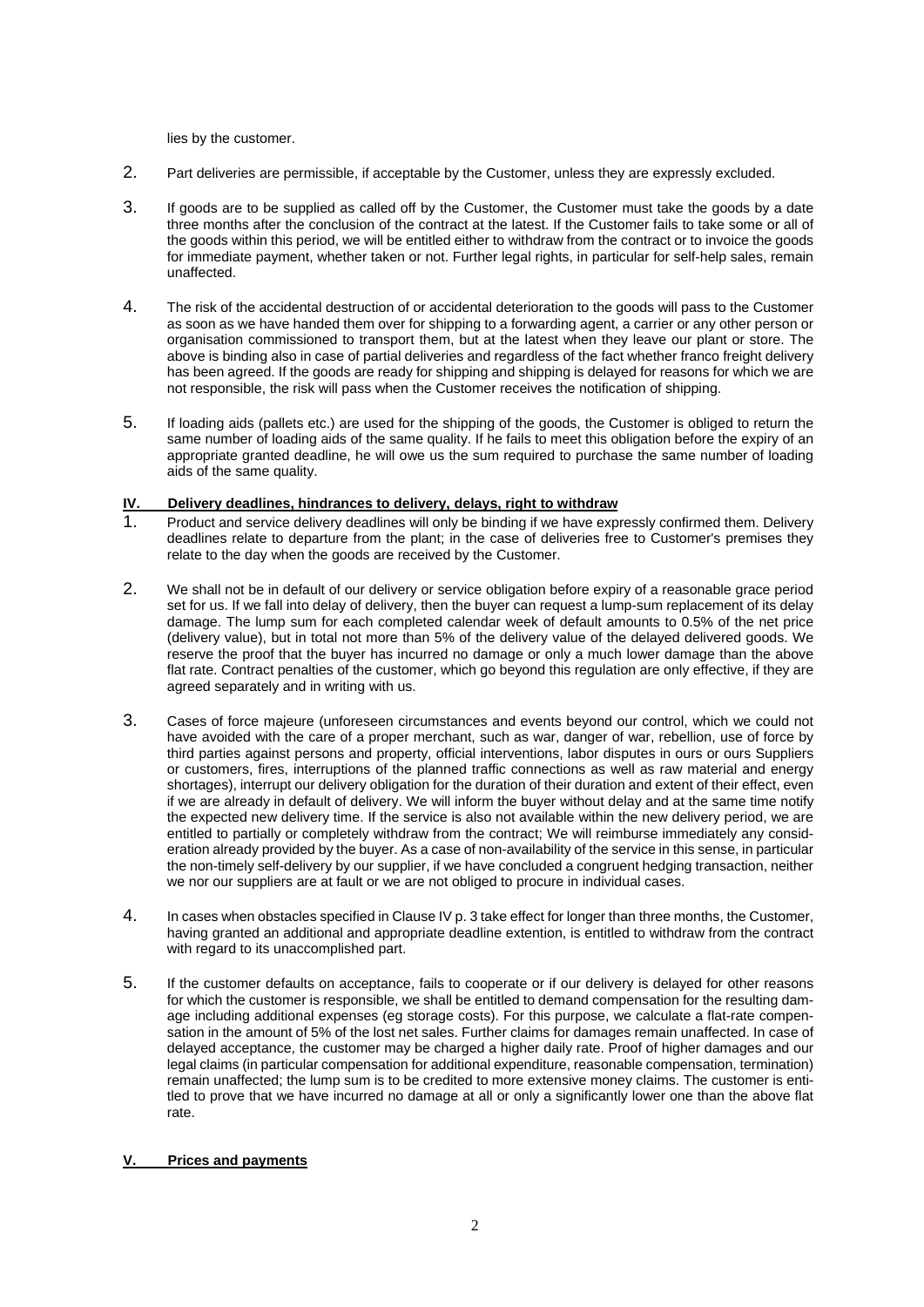lies by the customer.

2. Part deliveries are permissible, if acceptable by the Customer, unless they are expressly excluded.

3. If goods are to be supplied as called off by the Customer, the Customer must take the goods by a date three months after the conclusion of the contract at the latest. If the Customer fails to take some or all of the goods within this period, we will be entitled either to withdraw from the contract or to invoice the goods for immediate payment, whether taken or not. Further legal rights, in particular for self-help sales, remain unaffected.

4. The risk of the accidental destruction of or accidental deterioration to the goods will pass to the Customer as soon as we have handed them over for shipping to a forwarding agent, a carrier or any other person or organisation commissioned to transport them, but at the latest when they leave our plant or store. The above is binding also in case of partial deliveries and regardless of the fact whether franco freight delivery has been agreed. If the goods are ready for shipping and shipping is delayed for reasons for which we are not responsible, the risk will pass when the Customer receives the notification of shipping.

5. If loading aids (pallets etc.) are used for the shipping of the goods, the Customer is obliged to return the same number of loading aids of the same quality. If he fails to meet this obligation before the expiry of an appropriate granted deadline, he will owe us the sum required to purchase the same number of loading aids of the same quality.

## IV. Delivery deadlines, hindrances to delivery, delays, right to withdraw

1. Product and service delivery deadlines will only be binding if we have expressly confirmed them. Delivery deadlines relate to departure from the plant; in the case of deliveries free to Customer's premises they relate to the day when the goods are received by the Customer.

2. We shall not be in default of our delivery or service obligation before expiry of a reasonable grace period set for us. If we fall into delay of delivery, then the buyer can request a lump-sum replacement of its delay damage. The lump sum for each completed calendar week of default amounts to 0.5% of the net price (delivery value), but in total not more than 5% of the delivery value of the delayed delivered goods. We reserve the proof that the buyer has incurred no damage or only a much lower damage than the above flat rate. Contract penalties of the customer, which go beyond this regulation are only effective, if they are agreed separately and in writing with us.

3. Cases of force majeure (unforeseen circumstances and events beyond our control, which we could not have avoided with the care of a proper merchant, such as war, danger of war, rebellion, use of force by third parties against persons and property, official interventions, labor disputes in ours or ours Suppliers or customers, fires, interruptions of the planned traffic connections as well as raw material and energy shortages), interrupt our delivery obligation for the duration of their duration and extent of their effect, even if we are already in default of delivery. We will inform the buyer without delay and at the same time notify the expected new delivery time. If the service is also not available within the new delivery period, we are entitled to partially or completely withdraw from the contract; We will reimburse immediately any consideration already provided by the buyer. As a case of non-availability of the service in this sense, in particular the non-timely self-delivery by our supplier, if we have concluded a congruent hedging transaction, neither we nor our suppliers are at fault or we are not obliged to procure in individual cases.

4. In cases when obstacles specified in Clause IV p. 3 take effect for longer than three months, the Customer, having granted an additional and appropriate deadline extention, is entitled to withdraw from the contract with regard to its unaccomplished part.

5. If the customer defaults on acceptance, fails to cooperate or if our delivery is delayed for other reasons for which the customer is responsible, we shall be entitled to demand compensation for the resulting damage including additional expenses (eg storage costs). For this purpose, we calculate a flat-rate compensation in the amount of 5% of the lost net sales. Further claims for damages remain unaffected. In case of delayed acceptance, the customer may be charged a higher daily rate. Proof of higher damages and our legal claims (in particular compensation for additional expenditure, reasonable compensation, termination) remain unaffected; the lump sum is to be credited to more extensive money claims. The customer is entitled to prove that we have incurred no damage at all or only a significantly lower one than the above flat rate.

## V. Prices and payments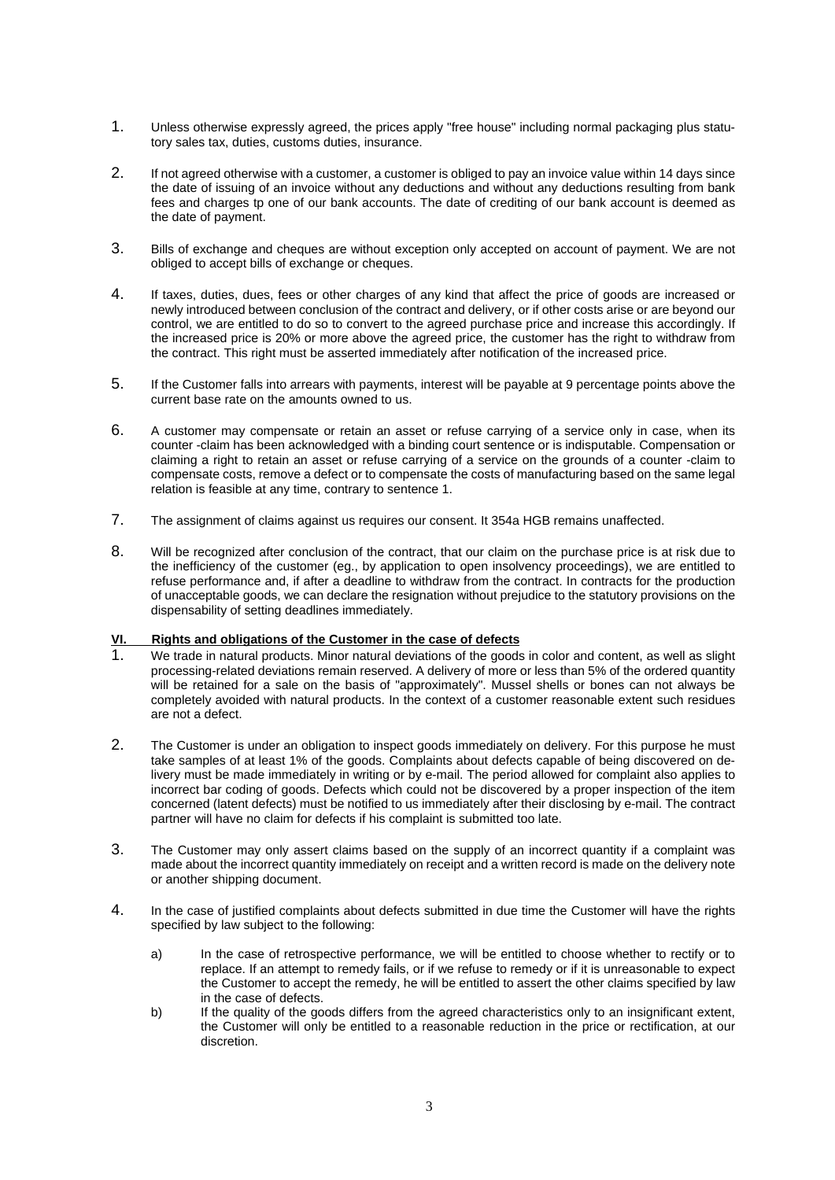1. Unless otherwise expressly agreed, the prices apply "free house" including normal packaging plus statutory sales tax, duties, customs duties, insurance.

2. If not agreed otherwise with a customer, a customer is obliged to pay an invoice value within 14 days since the date of issuing of an invoice without any deductions and without any deductions resulting from bank fees and charges tp one of our bank accounts. The date of crediting of our bank account is deemed as the date of payment.

3. Bills of exchange and cheques are without exception only accepted on account of payment. We are not obliged to accept bills of exchange or cheques.

4. If taxes, duties, dues, fees or other charges of any kind that affect the price of goods are increased or newly introduced between conclusion of the contract and delivery, or if other costs arise or are beyond our control, we are entitled to do so to convert to the agreed purchase price and increase this accordingly. If the increased price is 20% or more above the agreed price, the customer has the right to withdraw from the contract. This right must be asserted immediately after notification of the increased price.

5. If the Customer falls into arrears with payments, interest will be payable at 9 percentage points above the current base rate on the amounts owned to us.

6. A customer may compensate or retain an asset or refuse carrying of a service only in case, when its counter -claim has been acknowledged with a binding court sentence or is indisputable. Compensation or claiming a right to retain an asset or refuse carrying of a service on the grounds of a counter -claim to compensate costs, remove a defect or to compensate the costs of manufacturing based on the same legal relation is feasible at any time, contrary to sentence 1.

7. The assignment of claims against us requires our consent. It 354a HGB remains unaffected.

8. Will be recognized after conclusion of the contract, that our claim on the purchase price is at risk due to the inefficiency of the customer (eg., by application to open insolvency proceedings), we are entitled to refuse performance and, if after a deadline to withdraw from the contract. In contracts for the production of unacceptable goods, we can declare the resignation without prejudice to the statutory provisions on the dispensability of setting deadlines immediately.

## VI. Rights and obligations of the Customer in the case of defects

1. We trade in natural products. Minor natural deviations of the goods in color and content, as well as slight processing-related deviations remain reserved. A delivery of more or less than 5% of the ordered quantity will be retained for a sale on the basis of "approximately". Mussel shells or bones can not always be completely avoided with natural products. In the context of a customer reasonable extent such residues are not a defect.

2. The Customer is under an obligation to inspect goods immediately on delivery. For this purpose he must take samples of at least 1% of the goods. Complaints about defects capable of being discovered on delivery must be made immediately in writing or by e-mail. The period allowed for complaint also applies to incorrect bar coding of goods. Defects which could not be discovered by a proper inspection of the item concerned (latent defects) must be notified to us immediately after their disclosing by e-mail. The contract partner will have no claim for defects if his complaint is submitted too late.

3. The Customer may only assert claims based on the supply of an incorrect quantity if a complaint was made about the incorrect quantity immediately on receipt and a written record is made on the delivery note or another shipping document.

4. In the case of justified complaints about defects submitted in due time the Customer will have the rights specified by law subject to the following:

   a) In the case of retrospective performance, we will be entitled to choose whether to rectify or to replace. If an attempt to remedy fails, or if we refuse to remedy or if it is unreasonable to expect the Customer to accept the remedy, he will be entitled to assert the other claims specified by law in the case of defects.

   b) If the quality of the goods differs from the agreed characteristics only to an insignificant extent, the Customer will only be entitled to a reasonable reduction in the price or rectification, at our discretion.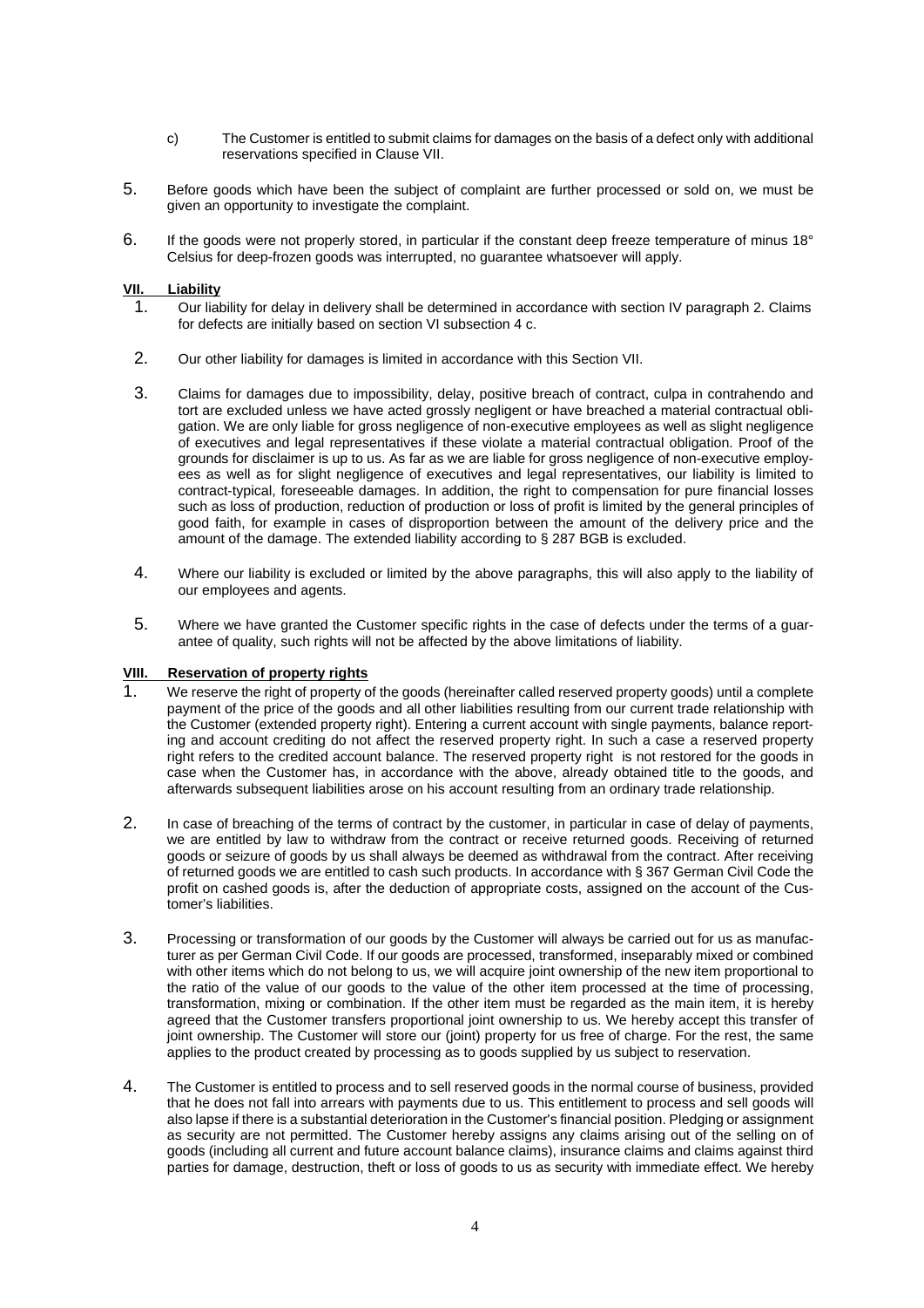c) The Customer is entitled to submit claims for damages on the basis of a defect only with additional reservations specified in Clause VII.

5. Before goods which have been the subject of complaint are further processed or sold on, we must be given an opportunity to investigate the complaint.

6. If the goods were not properly stored, in particular if the constant deep freeze temperature of minus 18° Celsius for deep-frozen goods was interrupted, no guarantee whatsoever will apply.

## VII. Liability

1. Our liability for delay in delivery shall be determined in accordance with section IV paragraph 2. Claims for defects are initially based on section VI subsection 4 c.

2. Our other liability for damages is limited in accordance with this Section VII.

3. Claims for damages due to impossibility, delay, positive breach of contract, culpa in contrahendo and tort are excluded unless we have acted grossly negligent or have breached a material contractual obligation. We are only liable for gross negligence of non-executive employees as well as slight negligence of executives and legal representatives if these violate a material contractual obligation. Proof of the grounds for disclaimer is up to us. As far as we are liable for gross negligence of non-executive employees as well as for slight negligence of executives and legal representatives, our liability is limited to contract-typical, foreseeable damages. In addition, the right to compensation for pure financial losses such as loss of production, reduction of production or loss of profit is limited by the general principles of good faith, for example in cases of disproportion between the amount of the delivery price and the amount of the damage. The extended liability according to § 287 BGB is excluded.

4. Where our liability is excluded or limited by the above paragraphs, this will also apply to the liability of our employees and agents.

5. Where we have granted the Customer specific rights in the case of defects under the terms of a guarantee of quality, such rights will not be affected by the above limitations of liability.

## VIII. Reservation of property rights

1. We reserve the right of property of the goods (hereinafter called reserved property goods) until a complete payment of the price of the goods and all other liabilities resulting from our current trade relationship with the Customer (extended property right). Entering a current account with single payments, balance reporting and account crediting do not affect the reserved property right. In such a case a reserved property right refers to the credited account balance. The reserved property right is not restored for the goods in case when the Customer has, in accordance with the above, already obtained title to the goods, and afterwards subsequent liabilities arose on his account resulting from an ordinary trade relationship.

2. In case of breaching of the terms of contract by the customer, in particular in case of delay of payments, we are entitled by law to withdraw from the contract or receive returned goods. Receiving of returned goods or seizure of goods by us shall always be deemed as withdrawal from the contract. After receiving of returned goods we are entitled to cash such products. In accordance with § 367 German Civil Code the profit on cashed goods is, after the deduction of appropriate costs, assigned on the account of the Customer's liabilities.

3. Processing or transformation of our goods by the Customer will always be carried out for us as manufacturer as per German Civil Code. If our goods are processed, transformed, inseparably mixed or combined with other items which do not belong to us, we will acquire joint ownership of the new item proportional to the ratio of the value of our goods to the value of the other item processed at the time of processing, transformation, mixing or combination. If the other item must be regarded as the main item, it is hereby agreed that the Customer transfers proportional joint ownership to us. We hereby accept this transfer of joint ownership. The Customer will store our (joint) property for us free of charge. For the rest, the same applies to the product created by processing as to goods supplied by us subject to reservation.

4. The Customer is entitled to process and to sell reserved goods in the normal course of business, provided that he does not fall into arrears with payments due to us. This entitlement to process and sell goods will also lapse if there is a substantial deterioration in the Customer's financial position. Pledging or assignment as security are not permitted. The Customer hereby assigns any claims arising out of the selling on of goods (including all current and future account balance claims), insurance claims and claims against third parties for damage, destruction, theft or loss of goods to us as security with immediate effect. We hereby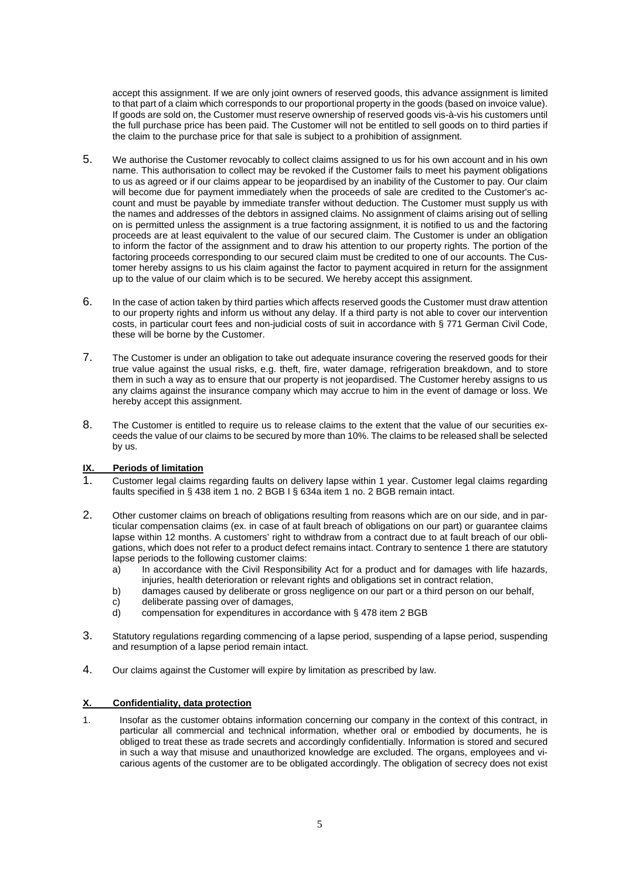accept this assignment. If we are only joint owners of reserved goods, this advance assignment is limited to that part of a claim which corresponds to our proportional property in the goods (based on invoice value). If goods are sold on, the Customer must reserve ownership of reserved goods vis-à-vis his customers until the full purchase price has been paid. The Customer will not be entitled to sell goods on to third parties if the claim to the purchase price for that sale is subject to a prohibition of assignment.

5. We authorise the Customer revocably to collect claims assigned to us for his own account and in his own name. This authorisation to collect may be revoked if the Customer fails to meet his payment obligations to us as agreed or if our claims appear to be jeopardised by an inability of the Customer to pay. Our claim will become due for payment immediately when the proceeds of sale are credited to the Customer's account and must be payable by immediate transfer without deduction. The Customer must supply us with the names and addresses of the debtors in assigned claims. No assignment of claims arising out of selling on is permitted unless the assignment is a true factoring assignment, it is notified to us and the factoring proceeds are at least equivalent to the value of our secured claim. The Customer is under an obligation to inform the factor of the assignment and to draw his attention to our property rights. The portion of the factoring proceeds corresponding to our secured claim must be credited to one of our accounts. The Customer hereby assigns to us his claim against the factor to payment acquired in return for the assignment up to the value of our claim which is to be secured. We hereby accept this assignment.

6. In the case of action taken by third parties which affects reserved goods the Customer must draw attention to our property rights and inform us without any delay. If a third party is not able to cover our intervention costs, in particular court fees and non-judicial costs of suit in accordance with § 771 German Civil Code, these will be borne by the Customer.

7. The Customer is under an obligation to take out adequate insurance covering the reserved goods for their true value against the usual risks, e.g. theft, fire, water damage, refrigeration breakdown, and to store them in such a way as to ensure that our property is not jeopardised. The Customer hereby assigns to us any claims against the insurance company which may accrue to him in the event of damage or loss. We hereby accept this assignment.

8. The Customer is entitled to require us to release claims to the extent that the value of our securities exceeds the value of our claims to be secured by more than 10%. The claims to be released shall be selected by us.

## IX. Periods of limitation

1. Customer legal claims regarding faults on delivery lapse within 1 year. Customer legal claims regarding faults specified in § 438 item 1 no. 2 BGB I § 634a item 1 no. 2 BGB remain intact.

2. Other customer claims on breach of obligations resulting from reasons which are on our side, and in particular compensation claims (ex. in case of at fault breach of obligations on our part) or guarantee claims lapse within 12 months. A customers' right to withdraw from a contract due to at fault breach of our obligations, which does not refer to a product defect remains intact. Contrary to sentence 1 there are statutory lapse periods to the following customer claims:
   a) In accordance with the Civil Responsibility Act for a product and for damages with life hazards, injuries, health deterioration or relevant rights and obligations set in contract relation,
   b) damages caused by deliberate or gross negligence on our part or a third person on our behalf,
   c) deliberate passing over of damages,
   d) compensation for expenditures in accordance with § 478 item 2 BGB

3. Statutory regulations regarding commencing of a lapse period, suspending of a lapse period, suspending and resumption of a lapse period remain intact.

4. Our claims against the Customer will expire by limitation as prescribed by law.

## X. Confidentiality, data protection

1. Insofar as the customer obtains information concerning our company in the context of this contract, in particular all commercial and technical information, whether oral or embodied by documents, he is obliged to treat these as trade secrets and accordingly confidentially. Information is stored and secured in such a way that misuse and unauthorized knowledge are excluded. The organs, employees and vicarious agents of the customer are to be obligated accordingly. The obligation of secrecy does not exist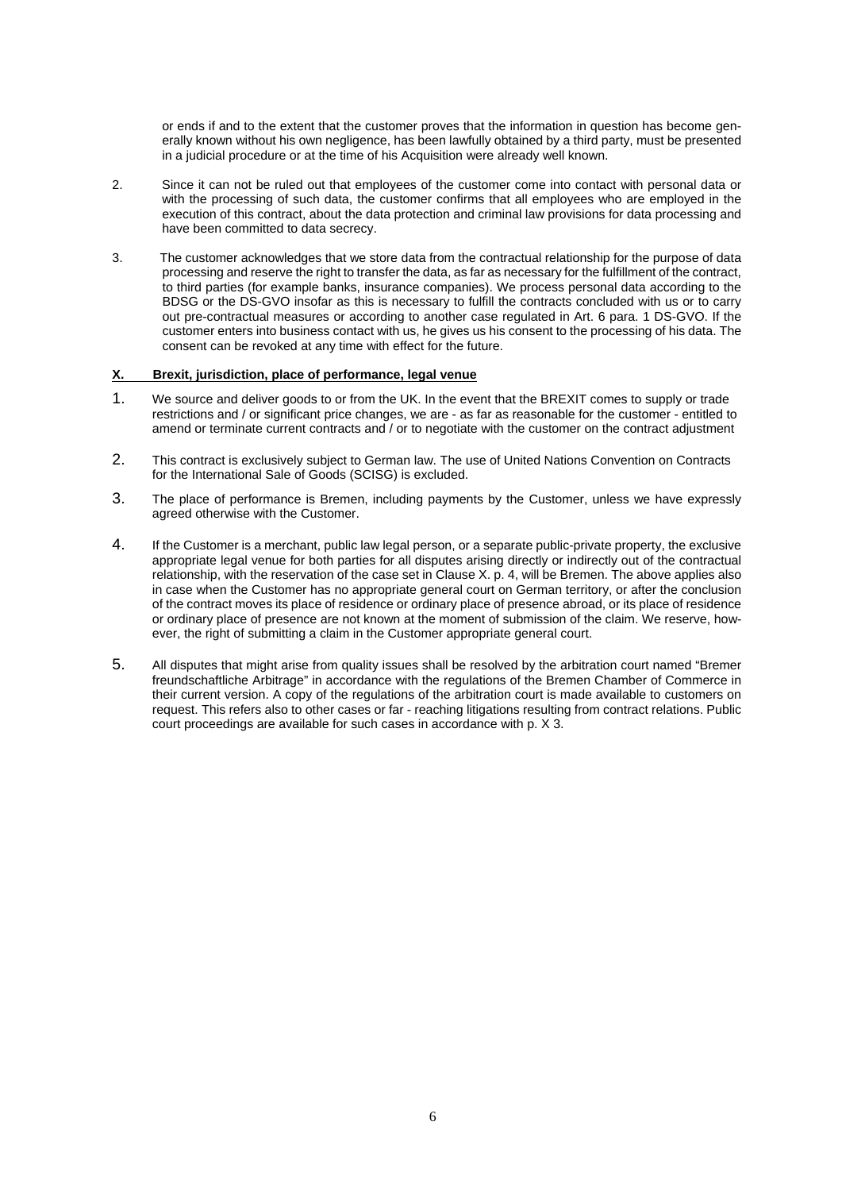or ends if and to the extent that the customer proves that the information in question has become generally known without his own negligence, has been lawfully obtained by a third party, must be presented in a judicial procedure or at the time of his Acquisition were already well known.

2. Since it can not be ruled out that employees of the customer come into contact with personal data or with the processing of such data, the customer confirms that all employees who are employed in the execution of this contract, about the data protection and criminal law provisions for data processing and have been committed to data secrecy.

3. The customer acknowledges that we store data from the contractual relationship for the purpose of data processing and reserve the right to transfer the data, as far as necessary for the fulfillment of the contract, to third parties (for example banks, insurance companies). We process personal data according to the BDSG or the DS-GVO insofar as this is necessary to fulfill the contracts concluded with us or to carry out pre-contractual measures or according to another case regulated in Art. 6 para. 1 DS-GVO. If the customer enters into business contact with us, he gives us his consent to the processing of his data. The consent can be revoked at any time with effect for the future.

## X. Brexit, jurisdiction, place of performance, legal venue

1. We source and deliver goods to or from the UK. In the event that the BREXIT comes to supply or trade restrictions and / or significant price changes, we are - as far as reasonable for the customer - entitled to amend or terminate current contracts and / or to negotiate with the customer on the contract adjustment

2. This contract is exclusively subject to German law. The use of United Nations Convention on Contracts for the International Sale of Goods (SCISG) is excluded.

3. The place of performance is Bremen, including payments by the Customer, unless we have expressly agreed otherwise with the Customer.

4. If the Customer is a merchant, public law legal person, or a separate public-private property, the exclusive appropriate legal venue for both parties for all disputes arising directly or indirectly out of the contractual relationship, with the reservation of the case set in Clause X. p. 4, will be Bremen. The above applies also in case when the Customer has no appropriate general court on German territory, or after the conclusion of the contract moves its place of residence or ordinary place of presence abroad, or its place of residence or ordinary place of presence are not known at the moment of submission of the claim. We reserve, however, the right of submitting a claim in the Customer appropriate general court.

5. All disputes that might arise from quality issues shall be resolved by the arbitration court named "Bremer freundschaftliche Arbitrage" in accordance with the regulations of the Bremen Chamber of Commerce in their current version. A copy of the regulations of the arbitration court is made available to customers on request. This refers also to other cases or far - reaching litigations resulting from contract relations. Public court proceedings are available for such cases in accordance with p. X 3.